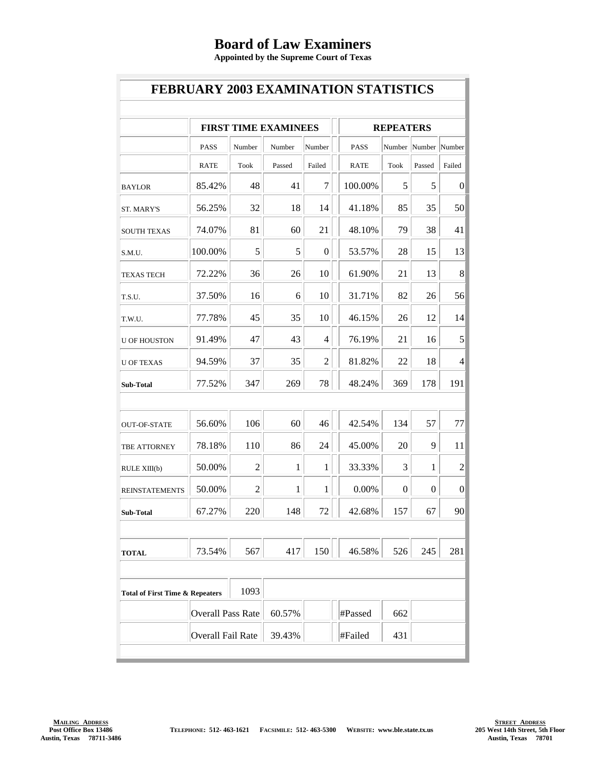# Board of Law Examiners

**Appointed by the Supreme Court of Texas**

## FEBRUARY 2003 EXAMINATION STATISTICS

| | FIRST TIME EXAMINEES | | | | REPEATERS | | | |
|---|---|---|---|---|---|---|---|---|
| | PASS RATE | Number Took | Number Passed | Number Failed | PASS RATE | Number Took | Number Passed | Number Failed |
| BAYLOR | 85.42% | 48 | 41 | 7 | 100.00% | 5 | 5 | 0 |
| ST. MARY'S | 56.25% | 32 | 18 | 14 | 41.18% | 85 | 35 | 50 |
| SOUTH TEXAS | 74.07% | 81 | 60 | 21 | 48.10% | 79 | 38 | 41 |
| S.M.U. | 100.00% | 5 | 5 | 0 | 53.57% | 28 | 15 | 13 |
| TEXAS TECH | 72.22% | 36 | 26 | 10 | 61.90% | 21 | 13 | 8 |
| T.S.U. | 37.50% | 16 | 6 | 10 | 31.71% | 82 | 26 | 56 |
| T.W.U. | 77.78% | 45 | 35 | 10 | 46.15% | 26 | 12 | 14 |
| U OF HOUSTON | 91.49% | 47 | 43 | 4 | 76.19% | 21 | 16 | 5 |
| U OF TEXAS | 94.59% | 37 | 35 | 2 | 81.82% | 22 | 18 | 4 |
| **Sub-Total** | 77.52% | 347 | 269 | 78 | 48.24% | 369 | 178 | 191 |
| OUT-OF-STATE | 56.60% | 106 | 60 | 46 | 42.54% | 134 | 57 | 77 |
| TBE ATTORNEY | 78.18% | 110 | 86 | 24 | 45.00% | 20 | 9 | 11 |
| RULE XIII(b) | 50.00% | 2 | 1 | 1 | 33.33% | 3 | 1 | 2 |
| REINSTATEMENTS | 50.00% | 2 | 1 | 1 | 0.00% | 0 | 0 | 0 |
| **Sub-Total** | 67.27% | 220 | 148 | 72 | 42.68% | 157 | 67 | 90 |
| **TOTAL** | 73.54% | 567 | 417 | 150 | 46.58% | 526 | 245 | 281 |

| | | | | |
|---|---|---|---|---|
| **Total of First Time & Repeaters** | 1093 | | | |
| | Overall Pass Rate | 60.57% | #Passed | 662 |
| | Overall Fail Rate | 39.43% | #Failed | 431 |

**MAILING ADDRESS**
Post Office Box 13486
Austin, Texas 78711-3486

TELEPHONE: 512- 463-1621 FACSIMILE: 512- 463-5300 WEBSITE: www.ble.state.tx.us

**STREET ADDRESS**
205 West 14th Street, 5th Floor
Austin, Texas 78701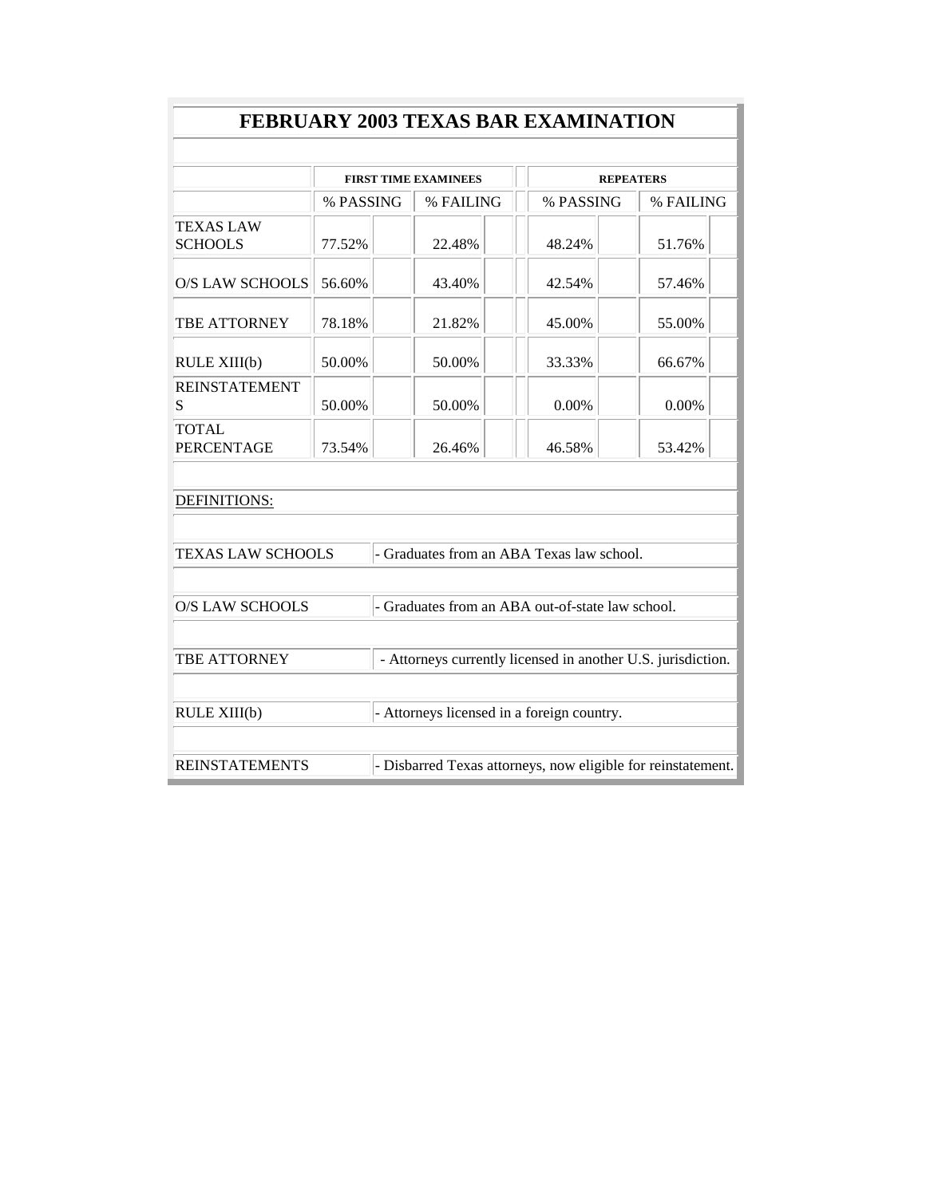# FEBRUARY 2003 TEXAS BAR EXAMINATION

| | FIRST TIME EXAMINEES | | REPEATERS | |
|---|---|---|---|---|
| | % PASSING | % FAILING | % PASSING | % FAILING |
| TEXAS LAW SCHOOLS | 77.52% | 22.48% | 48.24% | 51.76% |
| O/S LAW SCHOOLS | 56.60% | 43.40% | 42.54% | 57.46% |
| TBE ATTORNEY | 78.18% | 21.82% | 45.00% | 55.00% |
| RULE XIII(b) | 50.00% | 50.00% | 33.33% | 66.67% |
| REINSTATEMENTS | 50.00% | 50.00% | 0.00% | 0.00% |
| TOTAL PERCENTAGE | 73.54% | 26.46% | 46.58% | 53.42% |

DEFINITIONS:

| | |
|---|---|
| TEXAS LAW SCHOOLS | - Graduates from an ABA Texas law school. |
| O/S LAW SCHOOLS | - Graduates from an ABA out-of-state law school. |
| TBE ATTORNEY | - Attorneys currently licensed in another U.S. jurisdiction. |
| RULE XIII(b) | - Attorneys licensed in a foreign country. |
| REINSTATEMENTS | - Disbarred Texas attorneys, now eligible for reinstatement. |